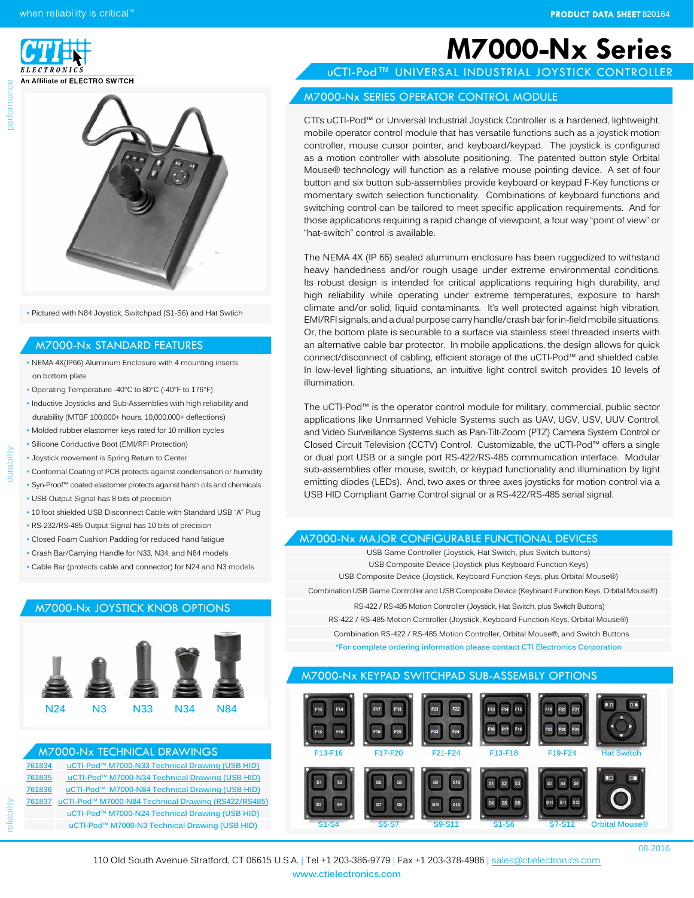# M7000-Nx Series

## uCTI-Pod™ UNIVERSAL INDUSTRIAL JOYSTICK CONTROLLER

CTI ELECTRONICS
An Affiliate of ELECTRO SWITCH

- Pictured with N84 Joystick, Switchpad (S1-S6) and Hat Swtich

## M7000-Nx STANDARD FEATURES

- NEMA 4X(IP66) Aluminum Enclosure with 4 mounting inserts on bottom plate
- Operating Temperature -40°C to 80°C (-40°F to 176°F)
- Inductive Joysticks and Sub-Assemblies with high reliability and durability (MTBF 100,000+ hours, 10,000,000+ deflections)
- Molded rubber elastomer keys rated for 10 million cycles
- Silicone Conductive Boot (EMI/RFI Protection)
- Joystick movement is Spring Return to Center
- Conformal Coating of PCB protects against condensation or humidity
- Syn-Proof™ coated elastomer protects against harsh oils and chemicals
- USB Output Signal has 8 bits of precision
- 10 foot shielded USB Disconnect Cable with Standard USB "A" Plug
- RS-232/RS-485 Output Signal has 10 bits of precision
- Closed Foam Cushion Padding for reduced hand fatigue
- Crash Bar/Carrying Handle for N33, N34, and N84 models
- Cable Bar (protects cable and connector) for N24 and N3 models

## M7000-Nx JOYSTICK KNOB OPTIONS

N24 N3 N33 N34 N84

## M7000-Nx TECHNICAL DRAWINGS

| | |
|---|---|
| 761834 | uCTI-Pod™ M7000-N33 Technical Drawing (USB HID) |
| 761835 | uCTI-Pod™ M7000-N34 Technical Drawing (USB HID) |
| 761836 | uCTI-Pod™ M7000-N84 Technical Drawing (USB HID) |
| 761837 | uCTI-Pod™ M7000-N84 Technical Drawing (RS422/RS485) |
| | uCTI-Pod™ M7000-N24 Technical Drawing (USB HID) |
| | uCTI-Pod™ M7000-N3 Technical Drawing (USB HID) |

## M7000-Nx SERIES OPERATOR CONTROL MODULE

CTI's uCTI-Pod™ or Universal Industrial Joystick Controller is a hardened, lightweight, mobile operator control module that has versatile functions such as a joystick motion controller, mouse cursor pointer, and keyboard/keypad. The joystick is configured as a motion controller with absolute positioning. The patented button style Orbital Mouse® technology will function as a relative mouse pointing device. A set of four button and six button sub-assemblies provide keyboard or keypad F-Key functions or momentary switch selection functionality. Combinations of keyboard functions and switching control can be tailored to meet specific application requirements. And for those applications requiring a rapid change of viewpoint, a four way "point of view" or "hat-switch" control is available.

The NEMA 4X (IP 66) sealed aluminum enclosure has been ruggedized to withstand heavy handedness and/or rough usage under extreme environmental conditions. Its robust design is intended for critical applications requiring high durability, and high reliability while operating under extreme temperatures, exposure to harsh climate and/or solid, liquid contaminants. It's well protected against high vibration, EMI/RFI signals, and a dual purpose carry handle/crash bar for in-field mobile situations. Or, the bottom plate is securable to a surface via stainless steel threaded inserts with an alternative cable bar protector. In mobile applications, the design allows for quick connect/disconnect of cabling, efficient storage of the uCTI-Pod™ and shielded cable. In low-level lighting situations, an intuitive light control switch provides 10 levels of illumination.

The uCTI-Pod™ is the operator control module for military, commercial, public sector applications like Unmanned Vehicle Systems such as UAV, UGV, USV, UUV Control, and Video Surveillance Systems such as Pan-Tilt-Zoom (PTZ) Camera System Control or Closed Circuit Television (CCTV) Control. Customizable, the uCTI-Pod™ offers a single or dual port USB or a single port RS-422/RS-485 communication interface. Modular sub-assemblies offer mouse, switch, or keypad functionality and illumination by light emitting diodes (LEDs). And, two axes or three axes joysticks for motion control via a USB HID Compliant Game Control signal or a RS-422/RS-485 serial signal.

## M7000-Nx MAJOR CONFIGURABLE FUNCTIONAL DEVICES

- USB Game Controller (Joystick, Hat Switch, plus Switch buttons)
- USB Composite Device (Joystick plus Keyboard Function Keys)
- USB Composite Device (Joystick, Keyboard Function Keys, plus Orbital Mouse®)
- Combination USB Game Controller and USB Composite Device (Keyboard Function Keys, Orbital Mouse®)
- RS-422 / RS-485 Motion Controller (Joystick, Hat Switch, plus Switch Buttons)
- RS-422 / RS-485 Motion Controller (Joystick, Keyboard Function Keys, Orbital Mouse®)
- Combination RS-422 / RS-485 Motion Controller, Orbital Mouse®, and Switch Buttons

*For complete ordering information please contact CTI Electronics Corporation

## M7000-Nx KEYPAD SWITCHPAD SUB-ASSEMBLY OPTIONS

F13-F16, F17-F20, F21-F24, F13-F18, F19-F24, Hat Switch

S1-S4, S5-S7, S9-S11, S1-S6, S7-S12, Orbital Mouse®

08-2016

110 Old South Avenue Stratford, CT 06615 U.S.A. | Tel +1 203-386-9779 | Fax +1 203-378-4986 | sales@ctielectronics.com
www.ctielectronics.com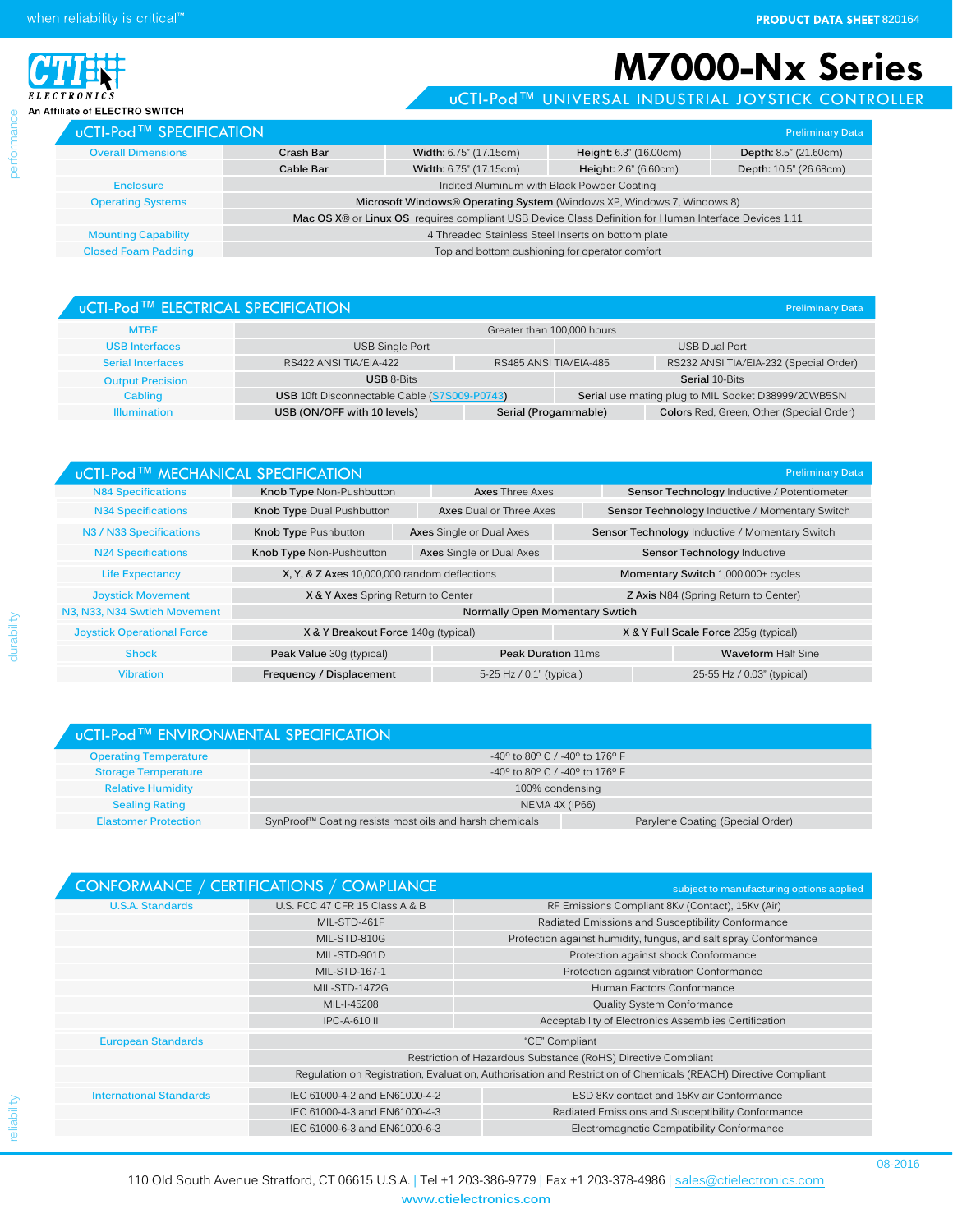when reliability is critical™

PRODUCT DATA SHEET 820164

CTI ELECTRONICS
An Affiliate of ELECTRO SWITCH

# M7000-Nx Series

## uCTI-Pod™ UNIVERSAL INDUSTRIAL JOYSTICK CONTROLLER

### uCTI-Pod™ SPECIFICATION

Preliminary Data

| | | | | |
|---|---|---|---|---|
| Overall Dimensions | Crash Bar | Width: 6.75" (17.15cm) | Height: 6.3" (16.00cm) | Depth: 8.5" (21.60cm) |
| | Cable Bar | Width: 6.75" (17.15cm) | Height: 2.6" (6.60cm) | Depth: 10.5" (26.68cm) |
| Enclosure | Iridited Aluminum with Black Powder Coating | | | |
| Operating Systems | **Microsoft Windows® Operating System** (Windows XP, Windows 7, Windows 8) | | | |
| | **Mac OS X®** or **Linux OS** requires compliant USB Device Class Definition for Human Interface Devices 1.11 | | | |
| Mounting Capability | 4 Threaded Stainless Steel Inserts on bottom plate | | | |
| Closed Foam Padding | Top and bottom cushioning for operator comfort | | | |

### uCTI-Pod™ ELECTRICAL SPECIFICATION

Preliminary Data

| | | | |
|---|---|---|---|
| MTBF | Greater than 100,000 hours | | |
| USB Interfaces | USB Single Port | USB Dual Port | |
| Serial Interfaces | RS422 ANSI TIA/EIA-422 | RS485 ANSI TIA/EIA-485 | RS232 ANSI TIA/EIA-232 (Special Order) |
| Output Precision | **USB** 8-Bits | **Serial** 10-Bits | |
| Cabling | **USB** 10ft Disconnectable Cable (S7S009-P0743) | **Serial** use mating plug to MIL Socket D38999/20WB5SN | |
| Illumination | **USB** (ON/OFF with 10 levels) | **Serial** (Progammable) | **Colors** Red, Green, Other (Special Order) |

### uCTI-Pod™ MECHANICAL SPECIFICATION

Preliminary Data

| | | | |
|---|---|---|---|
| N84 Specifications | **Knob Type** Non-Pushbutton | **Axes** Three Axes | **Sensor Technology** Inductive / Potentiometer |
| N34 Specifications | **Knob Type** Dual Pushbutton | **Axes** Dual or Three Axes | **Sensor Technology** Inductive / Momentary Switch |
| N3 / N33 Specifications | **Knob Type** Pushbutton | **Axes** Single or Dual Axes | **Sensor Technology** Inductive / Momentary Switch |
| N24 Specifications | **Knob Type** Non-Pushbutton | **Axes** Single or Dual Axes | **Sensor Technology** Inductive |
| Life Expectancy | **X, Y, & Z Axes** 10,000,000 random deflections | **Momentary Switch** 1,000,000+ cycles | |
| Joystick Movement | **X & Y Axes** Spring Return to Center | **Z Axis** N84 (Spring Return to Center) | |
| N3, N33, N34 Swtich Movement | **Normally Open Momentary Swtich** | | |
| Joystick Operational Force | **X & Y Breakout Force** 140g (typical) | **X & Y Full Scale Force** 235g (typical) | |
| Shock | **Peak Value** 30g (typical) | **Peak Duration** 11ms | **Waveform** Half Sine |
| Vibration | **Frequency / Displacement** | 5-25 Hz / 0.1" (typical) | 25-55 Hz / 0.03" (typical) |

### uCTI-Pod™ ENVIRONMENTAL SPECIFICATION

| | | |
|---|---|---|
| Operating Temperature | -40º to 80º C / -40º to 176º F | |
| Storage Temperature | -40º to 80º C / -40º to 176º F | |
| Relative Humidity | 100% condensing | |
| Sealing Rating | NEMA 4X (IP66) | |
| Elastomer Protection | SynProof™ Coating resists most oils and harsh chemicals | Parylene Coating (Special Order) |

### CONFORMANCE / CERTIFICATIONS / COMPLIANCE

subject to manufacturing options applied

| | | |
|---|---|---|
| U.S.A. Standards | U.S. FCC 47 CFR 15 Class A & B | RF Emissions Compliant 8Kv (Contact), 15Kv (Air) |
| | MIL-STD-461F | Radiated Emissions and Susceptibility Conformance |
| | MIL-STD-810G | Protection against humidity, fungus, and salt spray Conformance |
| | MIL-STD-901D | Protection against shock Conformance |
| | MIL-STD-167-1 | Protection against vibration Conformance |
| | MIL-STD-1472G | Human Factors Conformance |
| | MIL-I-45208 | Quality System Conformance |
| | IPC-A-610 II | Acceptability of Electronics Assemblies Certification |
| European Standards | "CE" Compliant | |
| | Restriction of Hazardous Substance (RoHS) Directive Compliant | |
| | Regulation on Registration, Evaluation, Authorisation and Restriction of Chemicals (REACH) Directive Compliant | |
| International Standards | IEC 61000-4-2 and EN61000-4-2 | ESD 8Kv contact and 15Kv air Conformance |
| | IEC 61000-4-3 and EN61000-4-3 | Radiated Emissions and Susceptibility Conformance |
| | IEC 61000-6-3 and EN61000-6-3 | Electromagnetic Compatibility Conformance |

08-2016

110 Old South Avenue Stratford, CT 06615 U.S.A. | Tel +1 203-386-9779 | Fax +1 203-378-4986 | sales@ctielectronics.com
www.ctielectronics.com